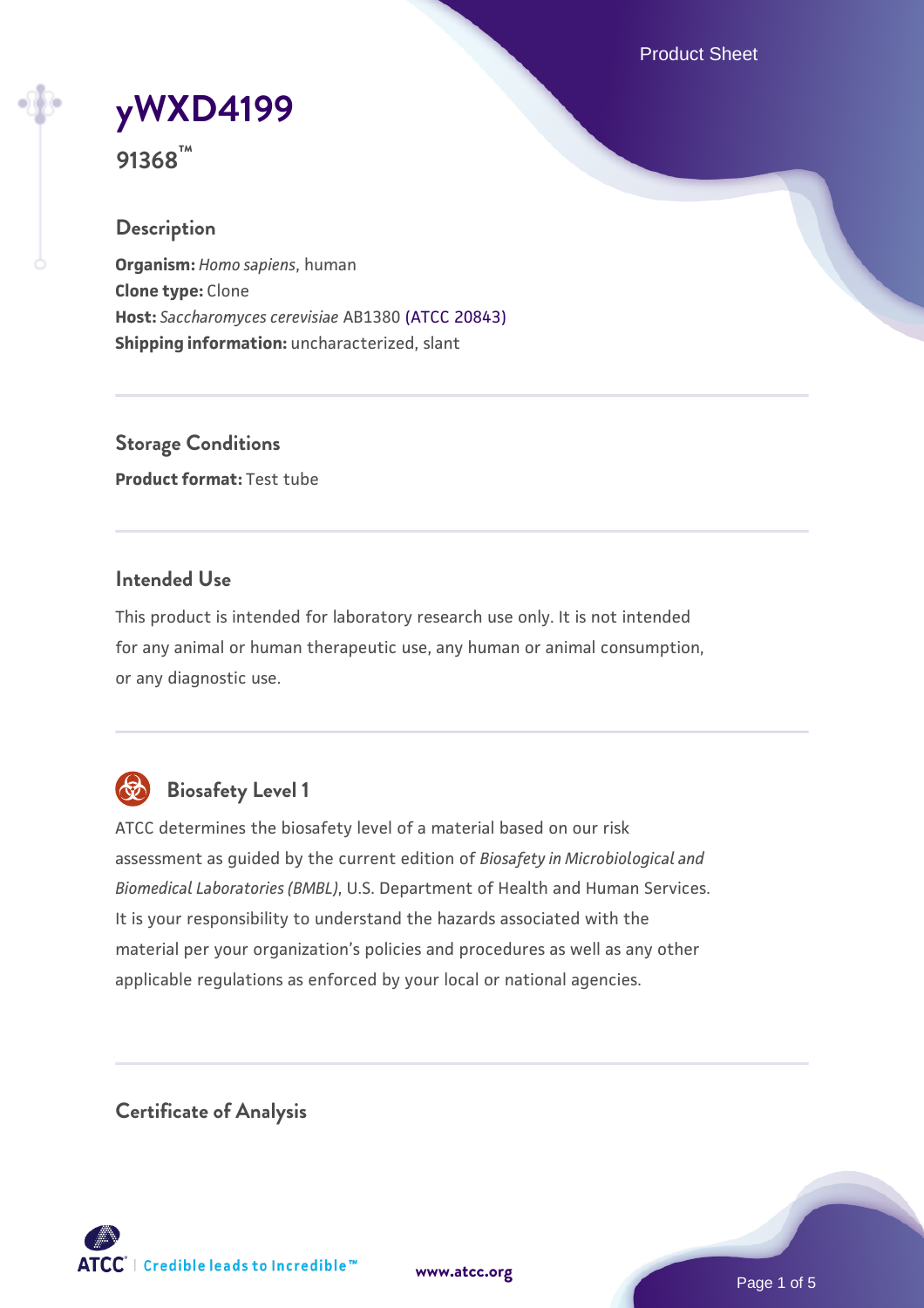# yWXD4199

**91368™**

## Description

**Organism:** *Homo sapiens*, human
**Clone type:** Clone
**Host:** *Saccharomyces cerevisiae* AB1380 (ATCC 20843)
**Shipping information:** uncharacterized, slant

## Storage Conditions

**Product format:** Test tube

## Intended Use

This product is intended for laboratory research use only. It is not intended for any animal or human therapeutic use, any human or animal consumption, or any diagnostic use.

## Biosafety Level 1

ATCC determines the biosafety level of a material based on our risk assessment as guided by the current edition of *Biosafety in Microbiological and Biomedical Laboratories (BMBL)*, U.S. Department of Health and Human Services. It is your responsibility to understand the hazards associated with the material per your organization's policies and procedures as well as any other applicable regulations as enforced by your local or national agencies.

## Certificate of Analysis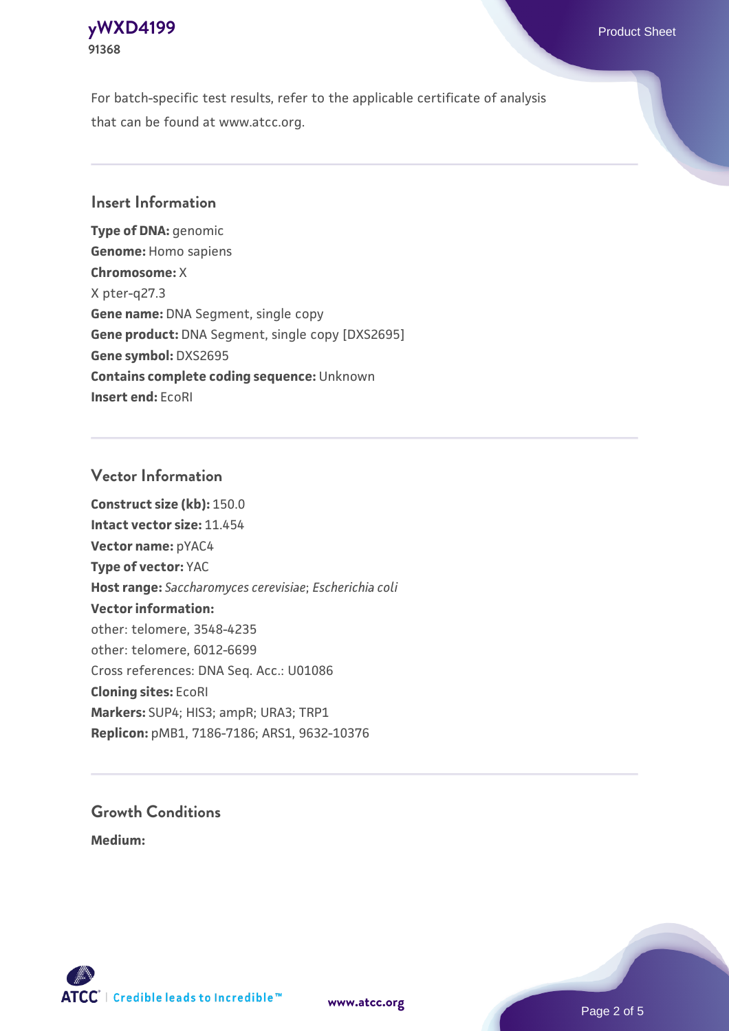For batch-specific test results, refer to the applicable certificate of analysis that can be found at www.atcc.org.

## Insert Information

**Type of DNA:** genomic
**Genome:** Homo sapiens
**Chromosome:** X
X pter-q27.3
**Gene name:** DNA Segment, single copy
**Gene product:** DNA Segment, single copy [DXS2695]
**Gene symbol:** DXS2695
**Contains complete coding sequence:** Unknown
**Insert end:** EcoRI

## Vector Information

**Construct size (kb):** 150.0
**Intact vector size:** 11.454
**Vector name:** pYAC4
**Type of vector:** YAC
**Host range:** *Saccharomyces cerevisiae*; *Escherichia coli*
**Vector information:**
other: telomere, 3548-4235
other: telomere, 6012-6699
Cross references: DNA Seq. Acc.: U01086
**Cloning sites:** EcoRI
**Markers:** SUP4; HIS3; ampR; URA3; TRP1
**Replicon:** pMB1, 7186-7186; ARS1, 9632-10376

## Growth Conditions

**Medium:**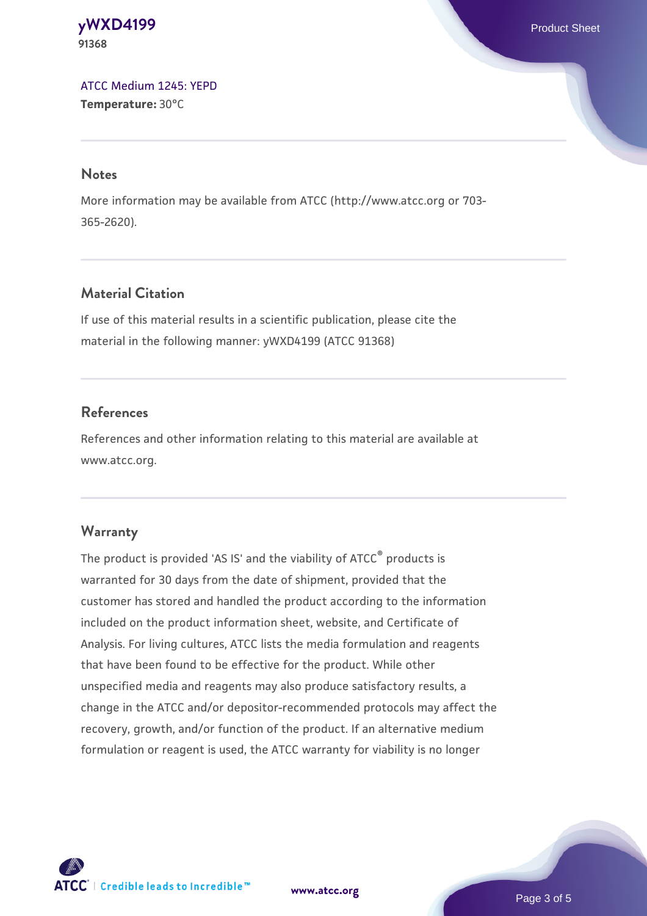[ATCC Medium 1245: YEPD](#)
**Temperature:** 30°C

## Notes

More information may be available from ATCC (http://www.atcc.org or 703-365-2620).

## Material Citation

If use of this material results in a scientific publication, please cite the material in the following manner: yWXD4199 (ATCC 91368)

## References

References and other information relating to this material are available at www.atcc.org.

## Warranty

The product is provided 'AS IS' and the viability of ATCC® products is warranted for 30 days from the date of shipment, provided that the customer has stored and handled the product according to the information included on the product information sheet, website, and Certificate of Analysis. For living cultures, ATCC lists the media formulation and reagents that have been found to be effective for the product. While other unspecified media and reagents may also produce satisfactory results, a change in the ATCC and/or depositor-recommended protocols may affect the recovery, growth, and/or function of the product. If an alternative medium formulation or reagent is used, the ATCC warranty for viability is no longer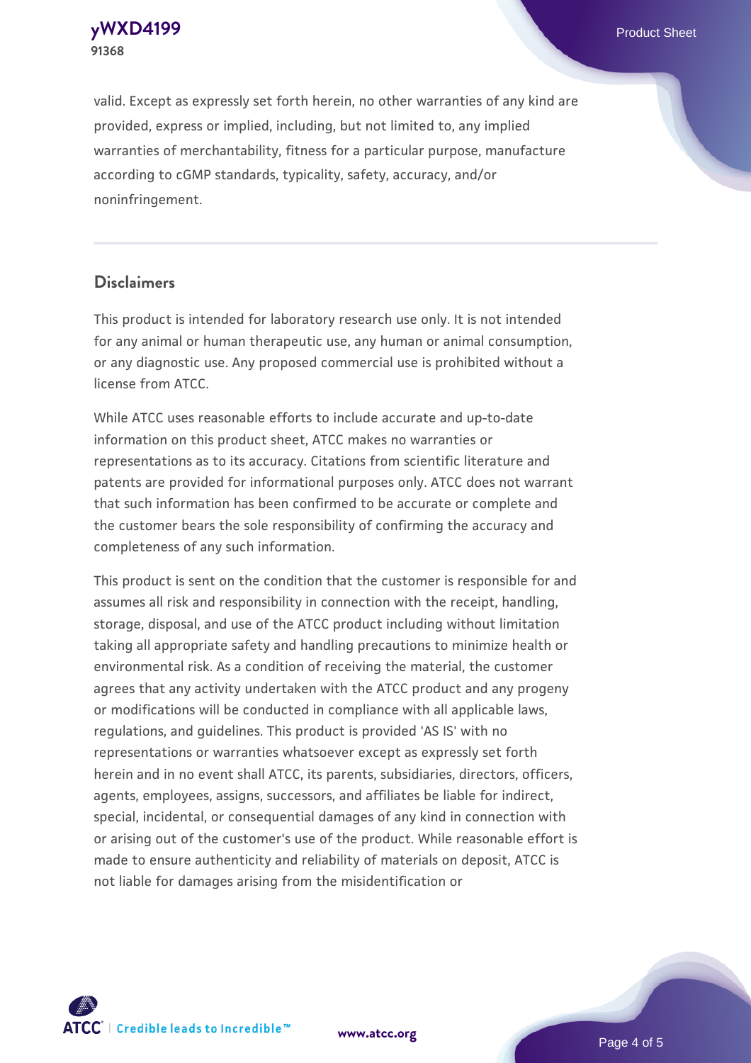valid. Except as expressly set forth herein, no other warranties of any kind are provided, express or implied, including, but not limited to, any implied warranties of merchantability, fitness for a particular purpose, manufacture according to cGMP standards, typicality, safety, accuracy, and/or noninfringement.

## Disclaimers

This product is intended for laboratory research use only. It is not intended for any animal or human therapeutic use, any human or animal consumption, or any diagnostic use. Any proposed commercial use is prohibited without a license from ATCC.

While ATCC uses reasonable efforts to include accurate and up-to-date information on this product sheet, ATCC makes no warranties or representations as to its accuracy. Citations from scientific literature and patents are provided for informational purposes only. ATCC does not warrant that such information has been confirmed to be accurate or complete and the customer bears the sole responsibility of confirming the accuracy and completeness of any such information.

This product is sent on the condition that the customer is responsible for and assumes all risk and responsibility in connection with the receipt, handling, storage, disposal, and use of the ATCC product including without limitation taking all appropriate safety and handling precautions to minimize health or environmental risk. As a condition of receiving the material, the customer agrees that any activity undertaken with the ATCC product and any progeny or modifications will be conducted in compliance with all applicable laws, regulations, and guidelines. This product is provided 'AS IS' with no representations or warranties whatsoever except as expressly set forth herein and in no event shall ATCC, its parents, subsidiaries, directors, officers, agents, employees, assigns, successors, and affiliates be liable for indirect, special, incidental, or consequential damages of any kind in connection with or arising out of the customer's use of the product. While reasonable effort is made to ensure authenticity and reliability of materials on deposit, ATCC is not liable for damages arising from the misidentification or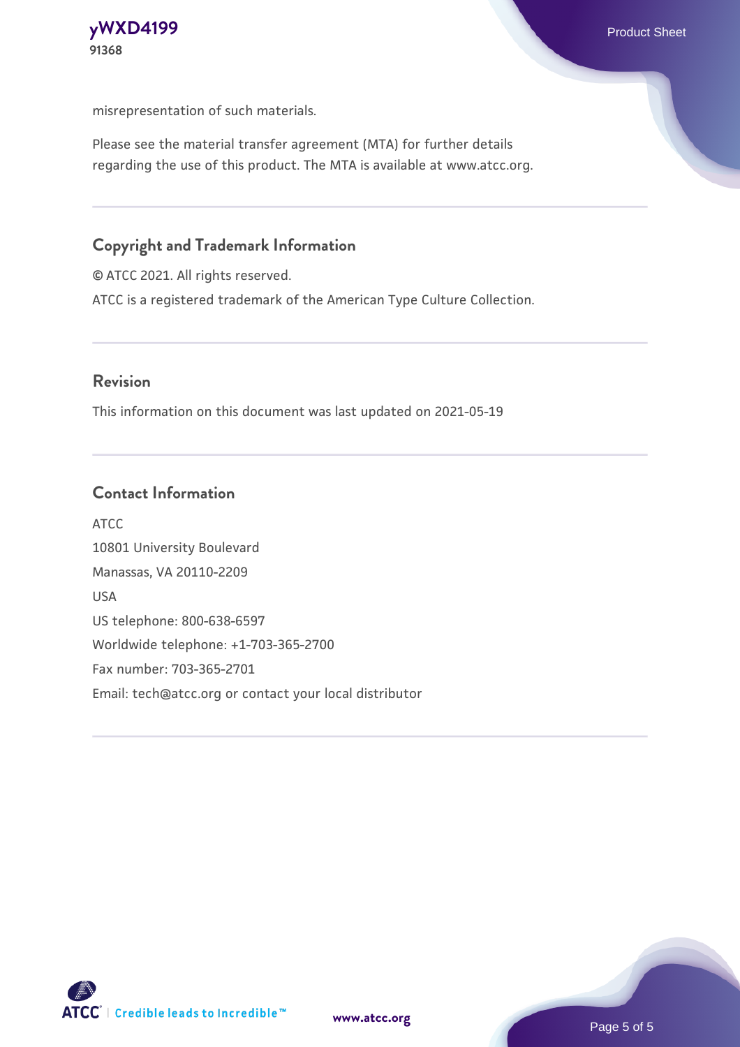misrepresentation of such materials.

Please see the material transfer agreement (MTA) for further details regarding the use of this product. The MTA is available at www.atcc.org.

## Copyright and Trademark Information

© ATCC 2021. All rights reserved.

ATCC is a registered trademark of the American Type Culture Collection.

## Revision

This information on this document was last updated on 2021-05-19

## Contact Information

ATCC
10801 University Boulevard
Manassas, VA 20110-2209
USA
US telephone: 800-638-6597
Worldwide telephone: +1-703-365-2700
Fax number: 703-365-2701
Email: tech@atcc.org or contact your local distributor